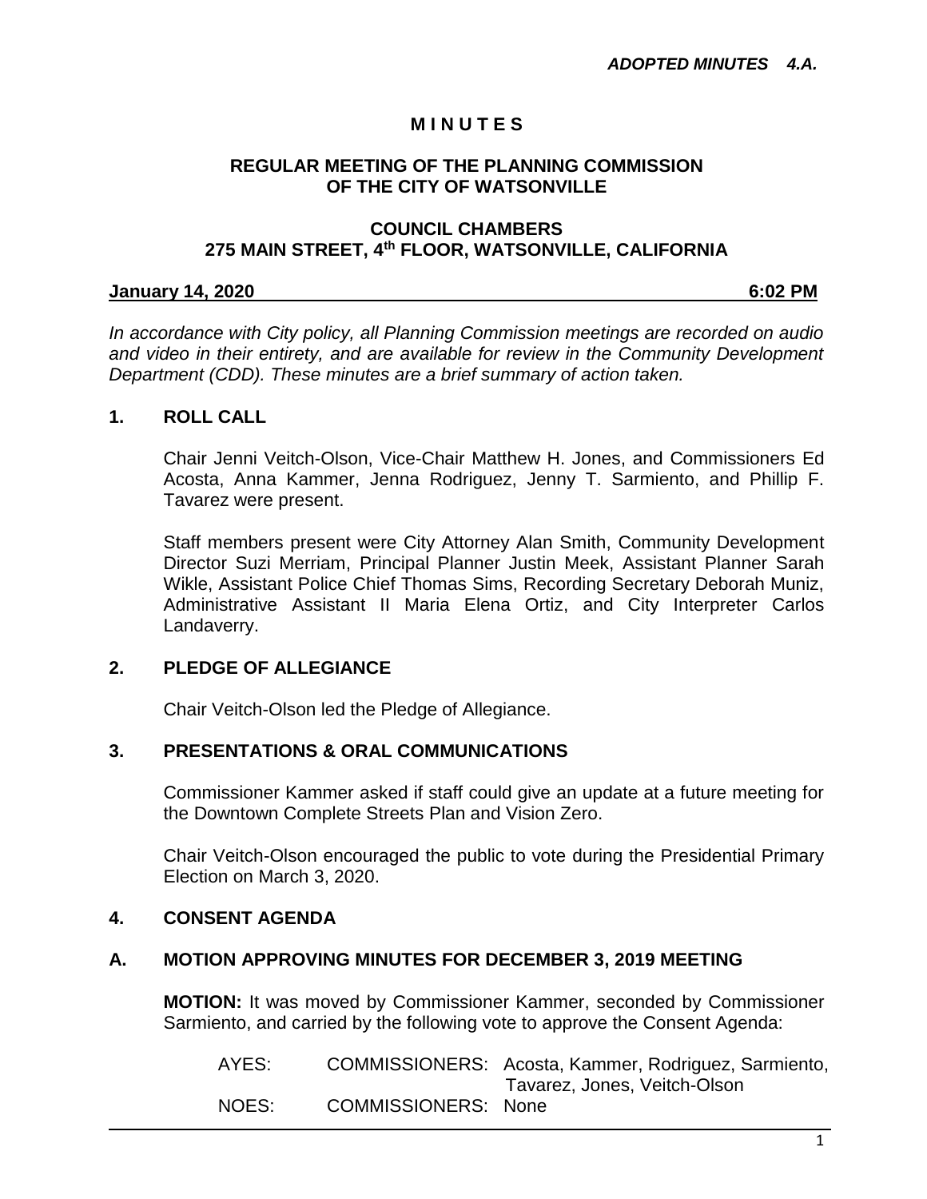***ADOPTED MINUTES 4.A.***

# M I N U T E S

## REGULAR MEETING OF THE PLANNING COMMISSION OF THE CITY OF WATSONVILLE

## COUNCIL CHAMBERS 275 MAIN STREET, 4th FLOOR, WATSONVILLE, CALIFORNIA

**January 14, 2020 6:02 PM**

*In accordance with City policy, all Planning Commission meetings are recorded on audio and video in their entirety, and are available for review in the Community Development Department (CDD). These minutes are a brief summary of action taken.*

### 1. ROLL CALL

Chair Jenni Veitch-Olson, Vice-Chair Matthew H. Jones, and Commissioners Ed Acosta, Anna Kammer, Jenna Rodriguez, Jenny T. Sarmiento, and Phillip F. Tavarez were present.

Staff members present were City Attorney Alan Smith, Community Development Director Suzi Merriam, Principal Planner Justin Meek, Assistant Planner Sarah Wikle, Assistant Police Chief Thomas Sims, Recording Secretary Deborah Muniz, Administrative Assistant II Maria Elena Ortiz, and City Interpreter Carlos Landaverry.

### 2. PLEDGE OF ALLEGIANCE

Chair Veitch-Olson led the Pledge of Allegiance.

### 3. PRESENTATIONS & ORAL COMMUNICATIONS

Commissioner Kammer asked if staff could give an update at a future meeting for the Downtown Complete Streets Plan and Vision Zero.

Chair Veitch-Olson encouraged the public to vote during the Presidential Primary Election on March 3, 2020.

### 4. CONSENT AGENDA

### A. MOTION APPROVING MINUTES FOR DECEMBER 3, 2019 MEETING

**MOTION:** It was moved by Commissioner Kammer, seconded by Commissioner Sarmiento, and carried by the following vote to approve the Consent Agenda:

AYES: COMMISSIONERS: Acosta, Kammer, Rodriguez, Sarmiento, Tavarez, Jones, Veitch-Olson

NOES: COMMISSIONERS: None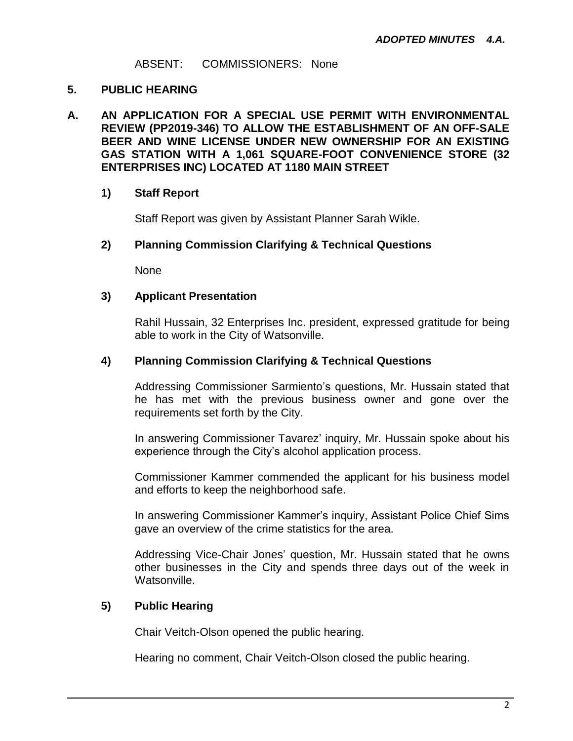ABSENT: COMMISSIONERS: None

## 5. PUBLIC HEARING

### A. AN APPLICATION FOR A SPECIAL USE PERMIT WITH ENVIRONMENTAL REVIEW (PP2019-346) TO ALLOW THE ESTABLISHMENT OF AN OFF-SALE BEER AND WINE LICENSE UNDER NEW OWNERSHIP FOR AN EXISTING GAS STATION WITH A 1,061 SQUARE-FOOT CONVENIENCE STORE (32 ENTERPRISES INC) LOCATED AT 1180 MAIN STREET

#### 1) Staff Report

Staff Report was given by Assistant Planner Sarah Wikle.

#### 2) Planning Commission Clarifying & Technical Questions

None

#### 3) Applicant Presentation

Rahil Hussain, 32 Enterprises Inc. president, expressed gratitude for being able to work in the City of Watsonville.

#### 4) Planning Commission Clarifying & Technical Questions

Addressing Commissioner Sarmiento's questions, Mr. Hussain stated that he has met with the previous business owner and gone over the requirements set forth by the City.

In answering Commissioner Tavarez' inquiry, Mr. Hussain spoke about his experience through the City's alcohol application process.

Commissioner Kammer commended the applicant for his business model and efforts to keep the neighborhood safe.

In answering Commissioner Kammer's inquiry, Assistant Police Chief Sims gave an overview of the crime statistics for the area.

Addressing Vice-Chair Jones' question, Mr. Hussain stated that he owns other businesses in the City and spends three days out of the week in Watsonville.

#### 5) Public Hearing

Chair Veitch-Olson opened the public hearing.

Hearing no comment, Chair Veitch-Olson closed the public hearing.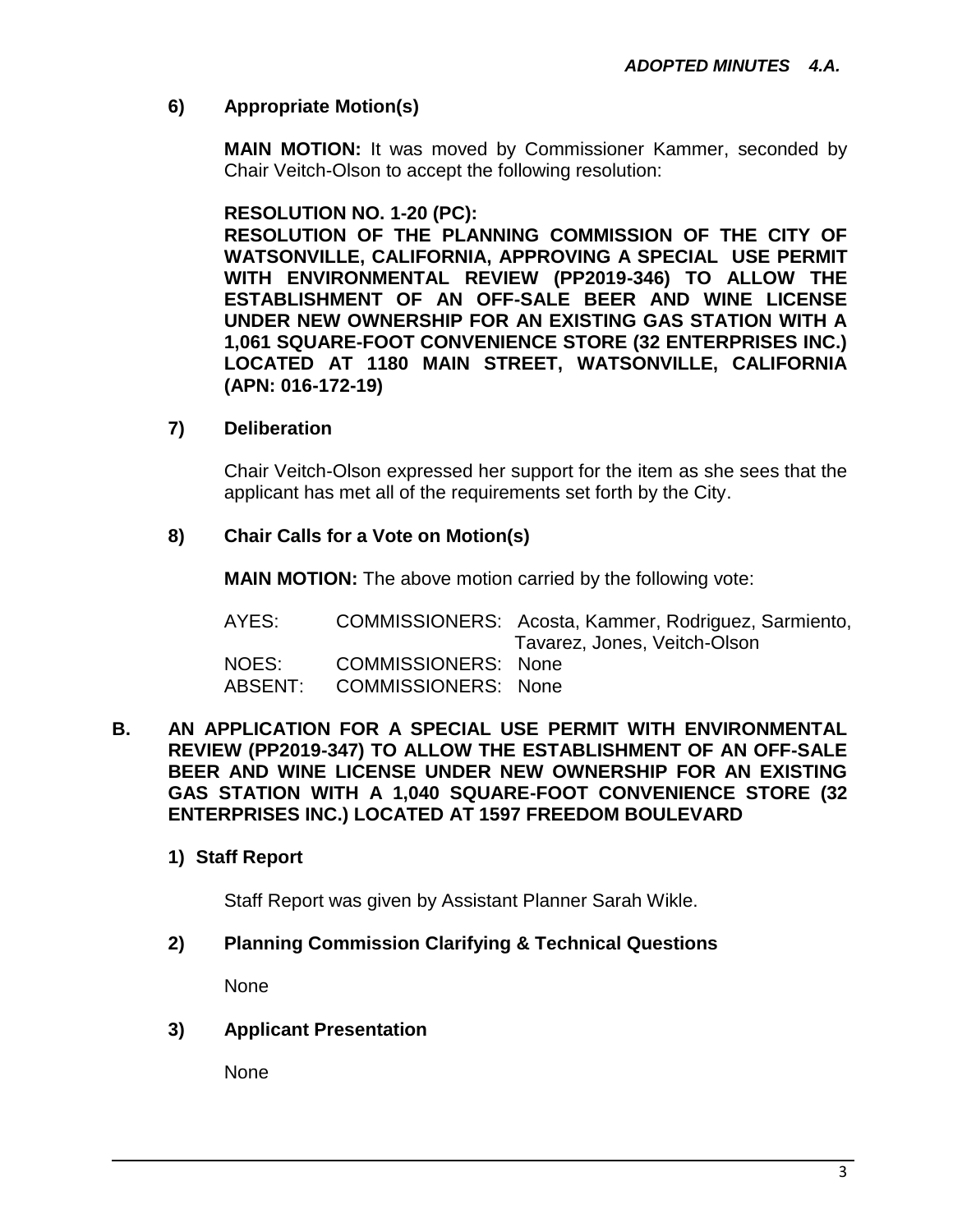### 6) Appropriate Motion(s)

**MAIN MOTION:** It was moved by Commissioner Kammer, seconded by Chair Veitch-Olson to accept the following resolution:

**RESOLUTION NO. 1-20 (PC):**
**RESOLUTION OF THE PLANNING COMMISSION OF THE CITY OF WATSONVILLE, CALIFORNIA, APPROVING A SPECIAL USE PERMIT WITH ENVIRONMENTAL REVIEW (PP2019-346) TO ALLOW THE ESTABLISHMENT OF AN OFF-SALE BEER AND WINE LICENSE UNDER NEW OWNERSHIP FOR AN EXISTING GAS STATION WITH A 1,061 SQUARE-FOOT CONVENIENCE STORE (32 ENTERPRISES INC.) LOCATED AT 1180 MAIN STREET, WATSONVILLE, CALIFORNIA (APN: 016-172-19)**

### 7) Deliberation

Chair Veitch-Olson expressed her support for the item as she sees that the applicant has met all of the requirements set forth by the City.

### 8) Chair Calls for a Vote on Motion(s)

**MAIN MOTION:** The above motion carried by the following vote:

AYES: COMMISSIONERS: Acosta, Kammer, Rodriguez, Sarmiento, Tavarez, Jones, Veitch-Olson
NOES: COMMISSIONERS: None
ABSENT: COMMISSIONERS: None

## B. AN APPLICATION FOR A SPECIAL USE PERMIT WITH ENVIRONMENTAL REVIEW (PP2019-347) TO ALLOW THE ESTABLISHMENT OF AN OFF-SALE BEER AND WINE LICENSE UNDER NEW OWNERSHIP FOR AN EXISTING GAS STATION WITH A 1,040 SQUARE-FOOT CONVENIENCE STORE (32 ENTERPRISES INC.) LOCATED AT 1597 FREEDOM BOULEVARD

### 1) Staff Report

Staff Report was given by Assistant Planner Sarah Wikle.

### 2) Planning Commission Clarifying & Technical Questions

None

### 3) Applicant Presentation

None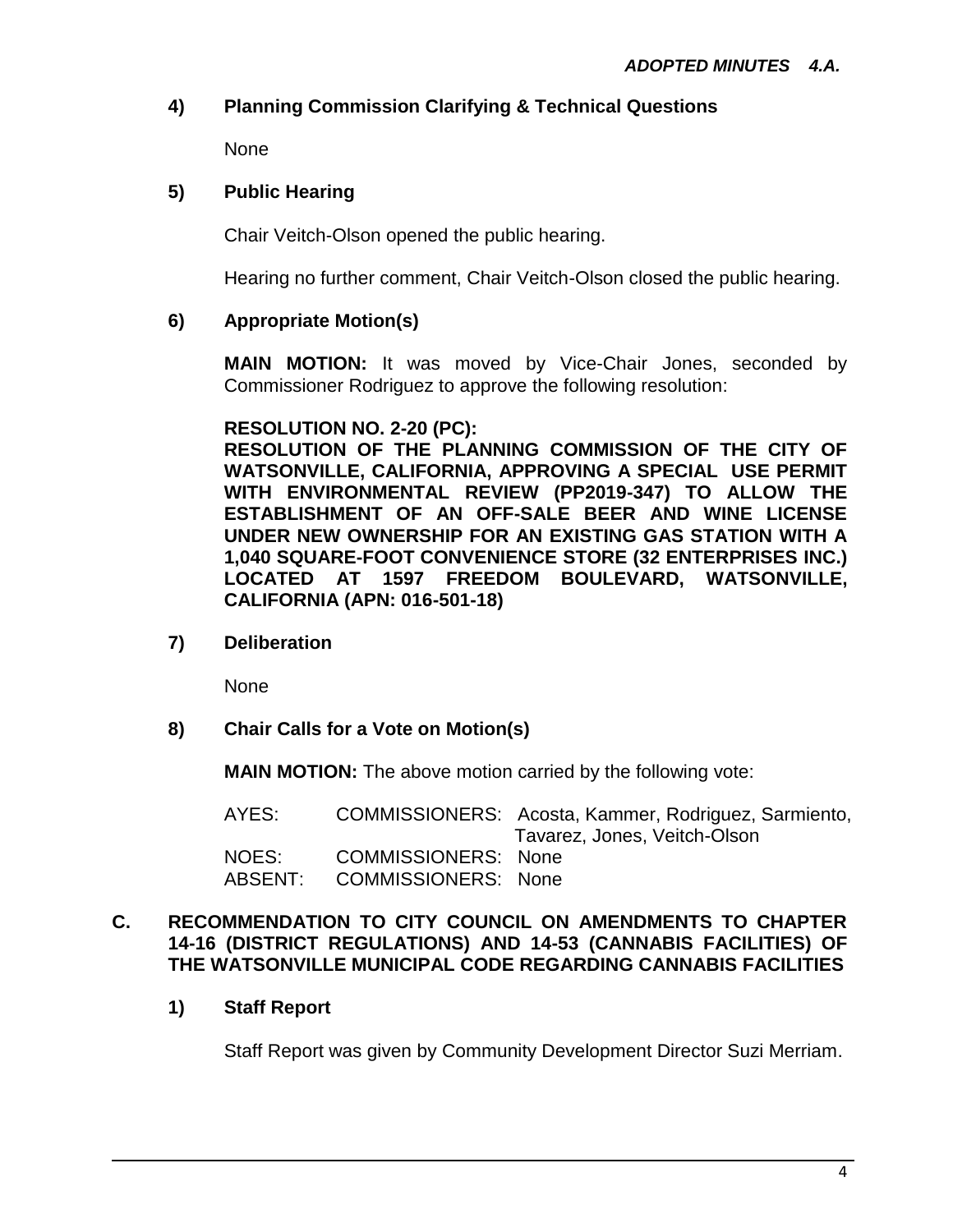***ADOPTED MINUTES 4.A.***

**4) Planning Commission Clarifying & Technical Questions**

None

**5) Public Hearing**

Chair Veitch-Olson opened the public hearing.

Hearing no further comment, Chair Veitch-Olson closed the public hearing.

**6) Appropriate Motion(s)**

**MAIN MOTION:** It was moved by Vice-Chair Jones, seconded by Commissioner Rodriguez to approve the following resolution:

**RESOLUTION NO. 2-20 (PC):**
**RESOLUTION OF THE PLANNING COMMISSION OF THE CITY OF WATSONVILLE, CALIFORNIA, APPROVING A SPECIAL USE PERMIT WITH ENVIRONMENTAL REVIEW (PP2019-347) TO ALLOW THE ESTABLISHMENT OF AN OFF-SALE BEER AND WINE LICENSE UNDER NEW OWNERSHIP FOR AN EXISTING GAS STATION WITH A 1,040 SQUARE-FOOT CONVENIENCE STORE (32 ENTERPRISES INC.) LOCATED AT 1597 FREEDOM BOULEVARD, WATSONVILLE, CALIFORNIA (APN: 016-501-18)**

**7) Deliberation**

None

**8) Chair Calls for a Vote on Motion(s)**

**MAIN MOTION:** The above motion carried by the following vote:

AYES: COMMISSIONERS: Acosta, Kammer, Rodriguez, Sarmiento, Tavarez, Jones, Veitch-Olson
NOES: COMMISSIONERS: None
ABSENT: COMMISSIONERS: None

**C. RECOMMENDATION TO CITY COUNCIL ON AMENDMENTS TO CHAPTER 14-16 (DISTRICT REGULATIONS) AND 14-53 (CANNABIS FACILITIES) OF THE WATSONVILLE MUNICIPAL CODE REGARDING CANNABIS FACILITIES**

**1) Staff Report**

Staff Report was given by Community Development Director Suzi Merriam.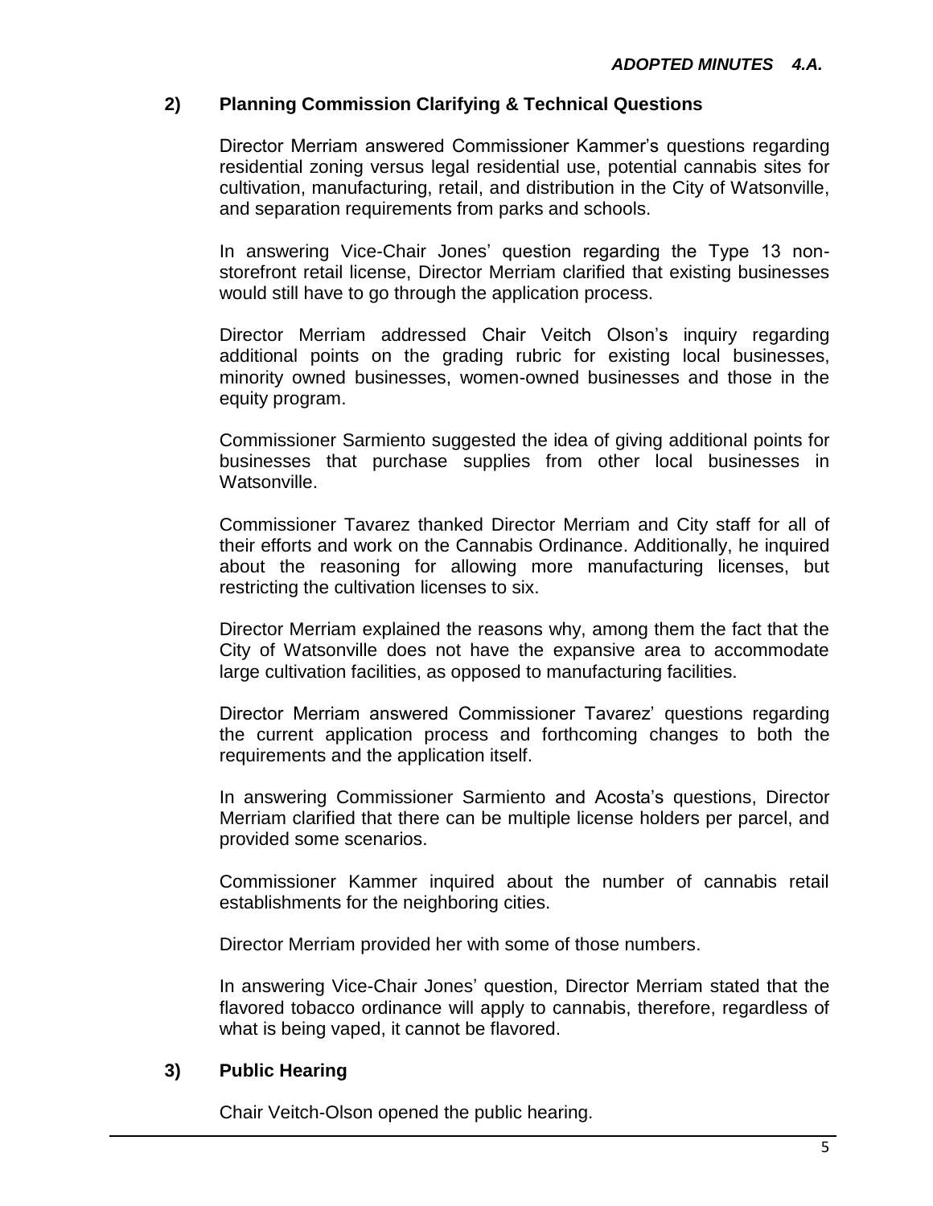### 2) Planning Commission Clarifying & Technical Questions

Director Merriam answered Commissioner Kammer's questions regarding residential zoning versus legal residential use, potential cannabis sites for cultivation, manufacturing, retail, and distribution in the City of Watsonville, and separation requirements from parks and schools.

In answering Vice-Chair Jones' question regarding the Type 13 non-storefront retail license, Director Merriam clarified that existing businesses would still have to go through the application process.

Director Merriam addressed Chair Veitch Olson's inquiry regarding additional points on the grading rubric for existing local businesses, minority owned businesses, women-owned businesses and those in the equity program.

Commissioner Sarmiento suggested the idea of giving additional points for businesses that purchase supplies from other local businesses in Watsonville.

Commissioner Tavarez thanked Director Merriam and City staff for all of their efforts and work on the Cannabis Ordinance. Additionally, he inquired about the reasoning for allowing more manufacturing licenses, but restricting the cultivation licenses to six.

Director Merriam explained the reasons why, among them the fact that the City of Watsonville does not have the expansive area to accommodate large cultivation facilities, as opposed to manufacturing facilities.

Director Merriam answered Commissioner Tavarez' questions regarding the current application process and forthcoming changes to both the requirements and the application itself.

In answering Commissioner Sarmiento and Acosta's questions, Director Merriam clarified that there can be multiple license holders per parcel, and provided some scenarios.

Commissioner Kammer inquired about the number of cannabis retail establishments for the neighboring cities.

Director Merriam provided her with some of those numbers.

In answering Vice-Chair Jones' question, Director Merriam stated that the flavored tobacco ordinance will apply to cannabis, therefore, regardless of what is being vaped, it cannot be flavored.

### 3) Public Hearing

Chair Veitch-Olson opened the public hearing.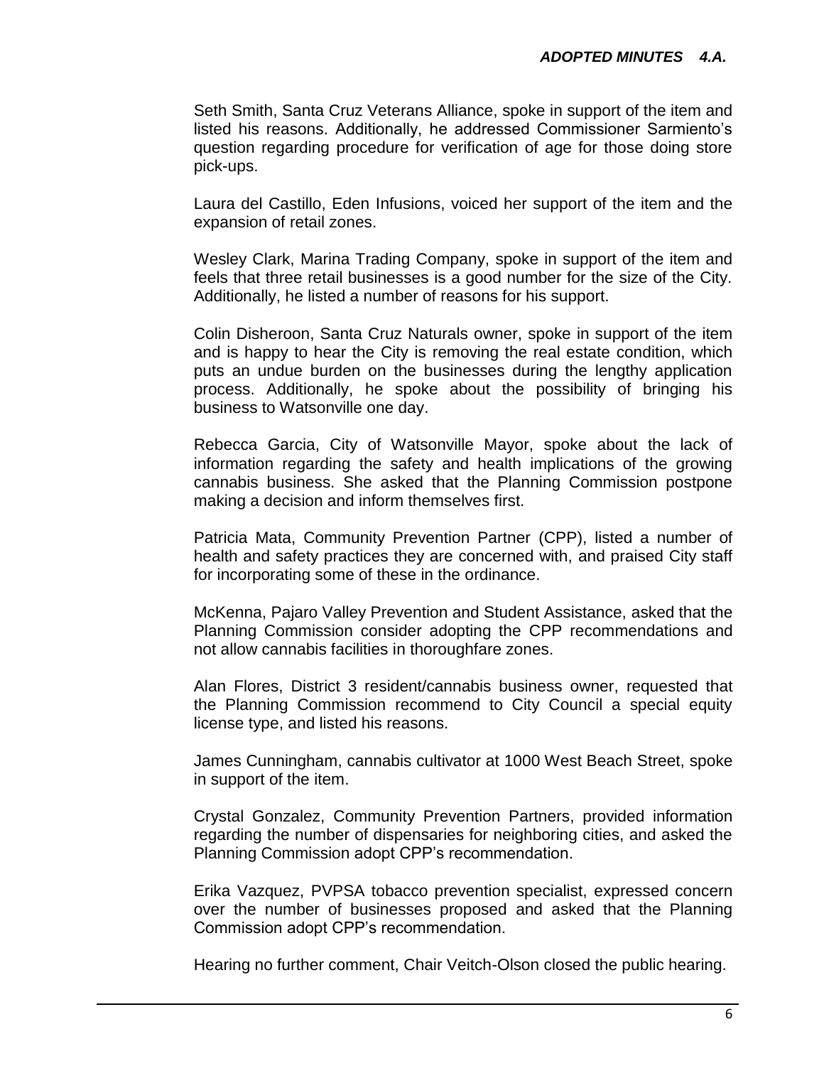Seth Smith, Santa Cruz Veterans Alliance, spoke in support of the item and listed his reasons. Additionally, he addressed Commissioner Sarmiento's question regarding procedure for verification of age for those doing store pick-ups.

Laura del Castillo, Eden Infusions, voiced her support of the item and the expansion of retail zones.

Wesley Clark, Marina Trading Company, spoke in support of the item and feels that three retail businesses is a good number for the size of the City. Additionally, he listed a number of reasons for his support.

Colin Disheroon, Santa Cruz Naturals owner, spoke in support of the item and is happy to hear the City is removing the real estate condition, which puts an undue burden on the businesses during the lengthy application process. Additionally, he spoke about the possibility of bringing his business to Watsonville one day.

Rebecca Garcia, City of Watsonville Mayor, spoke about the lack of information regarding the safety and health implications of the growing cannabis business. She asked that the Planning Commission postpone making a decision and inform themselves first.

Patricia Mata, Community Prevention Partner (CPP), listed a number of health and safety practices they are concerned with, and praised City staff for incorporating some of these in the ordinance.

McKenna, Pajaro Valley Prevention and Student Assistance, asked that the Planning Commission consider adopting the CPP recommendations and not allow cannabis facilities in thoroughfare zones.

Alan Flores, District 3 resident/cannabis business owner, requested that the Planning Commission recommend to City Council a special equity license type, and listed his reasons.

James Cunningham, cannabis cultivator at 1000 West Beach Street, spoke in support of the item.

Crystal Gonzalez, Community Prevention Partners, provided information regarding the number of dispensaries for neighboring cities, and asked the Planning Commission adopt CPP's recommendation.

Erika Vazquez, PVPSA tobacco prevention specialist, expressed concern over the number of businesses proposed and asked that the Planning Commission adopt CPP's recommendation.

Hearing no further comment, Chair Veitch-Olson closed the public hearing.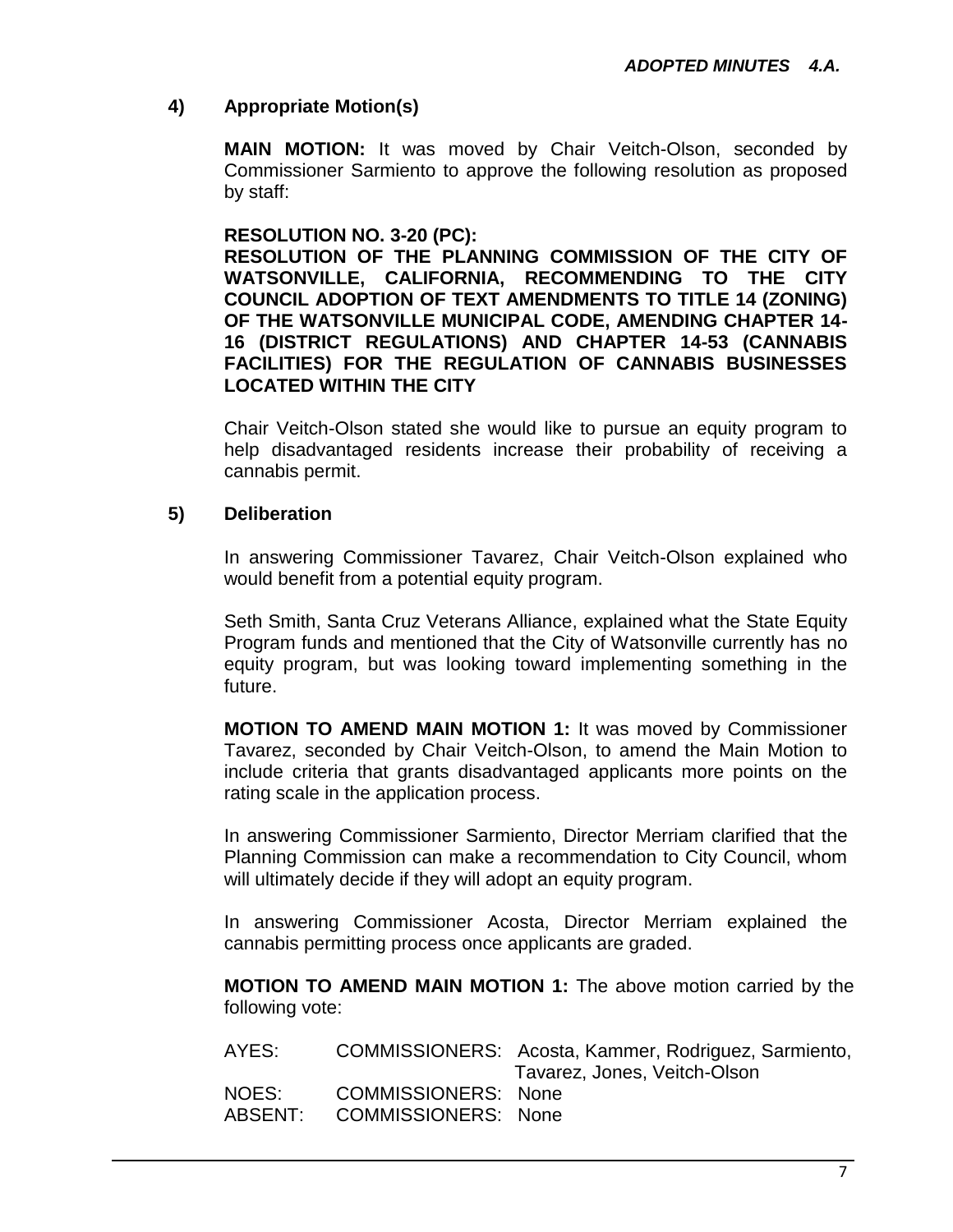***ADOPTED MINUTES 4.A.***

**4) Appropriate Motion(s)**

**MAIN MOTION:** It was moved by Chair Veitch-Olson, seconded by Commissioner Sarmiento to approve the following resolution as proposed by staff:

**RESOLUTION NO. 3-20 (PC):**
**RESOLUTION OF THE PLANNING COMMISSION OF THE CITY OF WATSONVILLE, CALIFORNIA, RECOMMENDING TO THE CITY COUNCIL ADOPTION OF TEXT AMENDMENTS TO TITLE 14 (ZONING) OF THE WATSONVILLE MUNICIPAL CODE, AMENDING CHAPTER 14-16 (DISTRICT REGULATIONS) AND CHAPTER 14-53 (CANNABIS FACILITIES) FOR THE REGULATION OF CANNABIS BUSINESSES LOCATED WITHIN THE CITY**

Chair Veitch-Olson stated she would like to pursue an equity program to help disadvantaged residents increase their probability of receiving a cannabis permit.

**5) Deliberation**

In answering Commissioner Tavarez, Chair Veitch-Olson explained who would benefit from a potential equity program.

Seth Smith, Santa Cruz Veterans Alliance, explained what the State Equity Program funds and mentioned that the City of Watsonville currently has no equity program, but was looking toward implementing something in the future.

**MOTION TO AMEND MAIN MOTION 1:** It was moved by Commissioner Tavarez, seconded by Chair Veitch-Olson, to amend the Main Motion to include criteria that grants disadvantaged applicants more points on the rating scale in the application process.

In answering Commissioner Sarmiento, Director Merriam clarified that the Planning Commission can make a recommendation to City Council, whom will ultimately decide if they will adopt an equity program.

In answering Commissioner Acosta, Director Merriam explained the cannabis permitting process once applicants are graded.

**MOTION TO AMEND MAIN MOTION 1:** The above motion carried by the following vote:

AYES: COMMISSIONERS: Acosta, Kammer, Rodriguez, Sarmiento, Tavarez, Jones, Veitch-Olson
NOES: COMMISSIONERS: None
ABSENT: COMMISSIONERS: None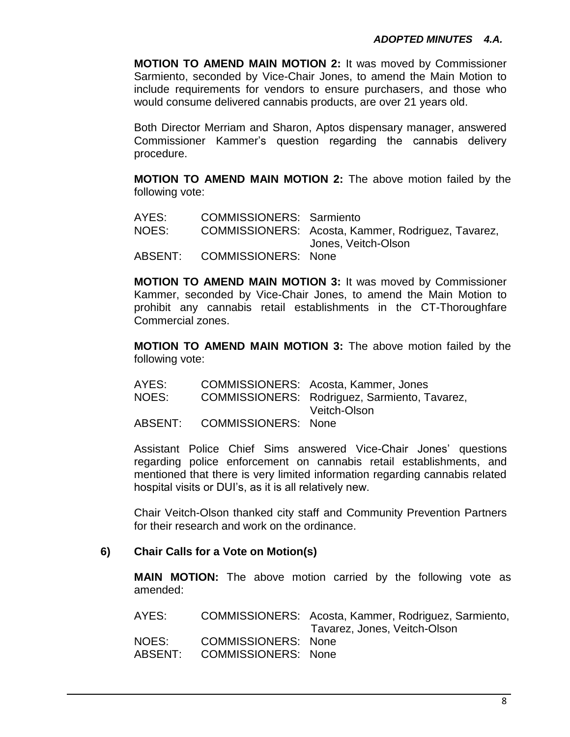**MOTION TO AMEND MAIN MOTION 2:** It was moved by Commissioner Sarmiento, seconded by Vice-Chair Jones, to amend the Main Motion to include requirements for vendors to ensure purchasers, and those who would consume delivered cannabis products, are over 21 years old.

Both Director Merriam and Sharon, Aptos dispensary manager, answered Commissioner Kammer's question regarding the cannabis delivery procedure.

**MOTION TO AMEND MAIN MOTION 2:** The above motion failed by the following vote:

| | | |
|---|---|---|
| AYES: | COMMISSIONERS: | Sarmiento |
| NOES: | COMMISSIONERS: | Acosta, Kammer, Rodriguez, Tavarez, Jones, Veitch-Olson |
| ABSENT: | COMMISSIONERS: | None |

**MOTION TO AMEND MAIN MOTION 3:** It was moved by Commissioner Kammer, seconded by Vice-Chair Jones, to amend the Main Motion to prohibit any cannabis retail establishments in the CT-Thoroughfare Commercial zones.

**MOTION TO AMEND MAIN MOTION 3:** The above motion failed by the following vote:

| | | |
|---|---|---|
| AYES: | COMMISSIONERS: | Acosta, Kammer, Jones |
| NOES: | COMMISSIONERS: | Rodriguez, Sarmiento, Tavarez, Veitch-Olson |
| ABSENT: | COMMISSIONERS: | None |

Assistant Police Chief Sims answered Vice-Chair Jones' questions regarding police enforcement on cannabis retail establishments, and mentioned that there is very limited information regarding cannabis related hospital visits or DUI's, as it is all relatively new.

Chair Veitch-Olson thanked city staff and Community Prevention Partners for their research and work on the ordinance.

**6) Chair Calls for a Vote on Motion(s)**

**MAIN MOTION:** The above motion carried by the following vote as amended:

| | | |
|---|---|---|
| AYES: | COMMISSIONERS: | Acosta, Kammer, Rodriguez, Sarmiento, Tavarez, Jones, Veitch-Olson |
| NOES: | COMMISSIONERS: | None |
| ABSENT: | COMMISSIONERS: | None |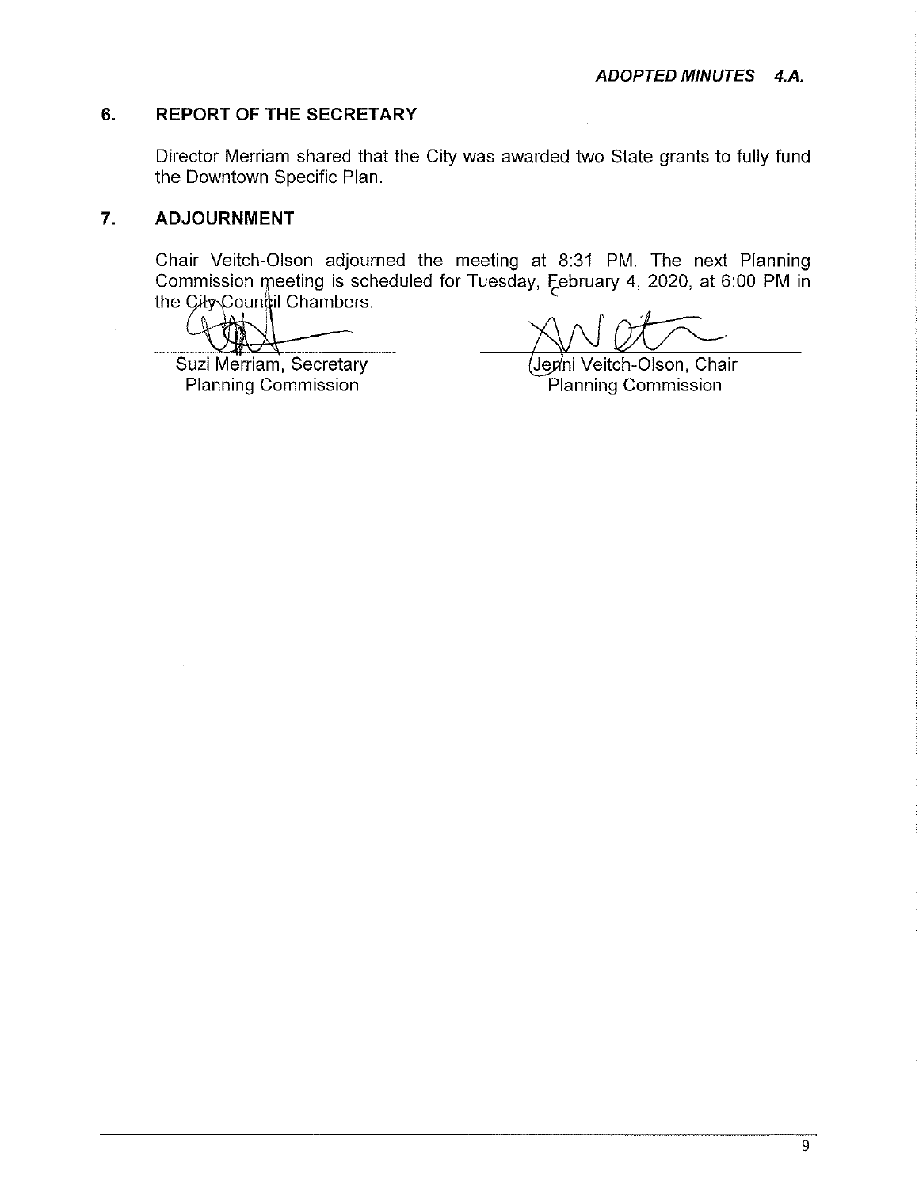***ADOPTED MINUTES 4.A.***

## 6. REPORT OF THE SECRETARY

Director Merriam shared that the City was awarded two State grants to fully fund the Downtown Specific Plan.

## 7. ADJOURNMENT

Chair Veitch-Olson adjourned the meeting at 8:31 PM. The next Planning Commission meeting is scheduled for Tuesday, February 4, 2020, at 6:00 PM in the City Council Chambers.

Suzi Merriam, Secretary
Planning Commission

Jenni Veitch-Olson, Chair
Planning Commission